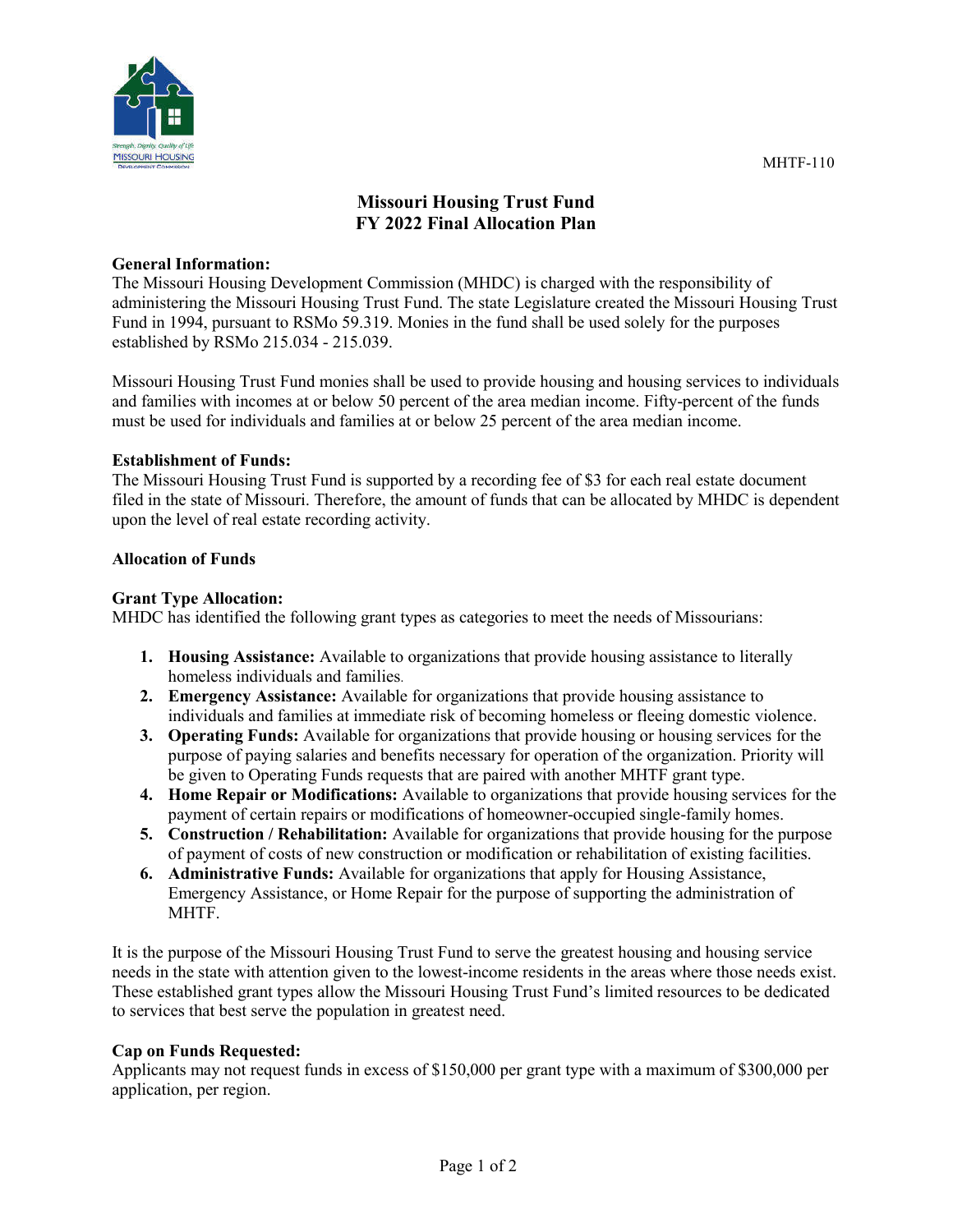MHTF-110

# Missouri Housing Trust Fund
# FY 2022 Final Allocation Plan

**General Information:**
The Missouri Housing Development Commission (MHDC) is charged with the responsibility of administering the Missouri Housing Trust Fund. The state Legislature created the Missouri Housing Trust Fund in 1994, pursuant to RSMo 59.319. Monies in the fund shall be used solely for the purposes established by RSMo 215.034 - 215.039.

Missouri Housing Trust Fund monies shall be used to provide housing and housing services to individuals and families with incomes at or below 50 percent of the area median income. Fifty-percent of the funds must be used for individuals and families at or below 25 percent of the area median income.

**Establishment of Funds:**
The Missouri Housing Trust Fund is supported by a recording fee of $3 for each real estate document filed in the state of Missouri. Therefore, the amount of funds that can be allocated by MHDC is dependent upon the level of real estate recording activity.

**Allocation of Funds**

**Grant Type Allocation:**
MHDC has identified the following grant types as categories to meet the needs of Missourians:

1. **Housing Assistance:** Available to organizations that provide housing assistance to literally homeless individuals and families.
2. **Emergency Assistance:** Available for organizations that provide housing assistance to individuals and families at immediate risk of becoming homeless or fleeing domestic violence.
3. **Operating Funds:** Available for organizations that provide housing or housing services for the purpose of paying salaries and benefits necessary for operation of the organization. Priority will be given to Operating Funds requests that are paired with another MHTF grant type.
4. **Home Repair or Modifications:** Available to organizations that provide housing services for the payment of certain repairs or modifications of homeowner-occupied single-family homes.
5. **Construction / Rehabilitation:** Available for organizations that provide housing for the purpose of payment of costs of new construction or modification or rehabilitation of existing facilities.
6. **Administrative Funds:** Available for organizations that apply for Housing Assistance, Emergency Assistance, or Home Repair for the purpose of supporting the administration of MHTF.

It is the purpose of the Missouri Housing Trust Fund to serve the greatest housing and housing service needs in the state with attention given to the lowest-income residents in the areas where those needs exist. These established grant types allow the Missouri Housing Trust Fund's limited resources to be dedicated to services that best serve the population in greatest need.

**Cap on Funds Requested:**
Applicants may not request funds in excess of $150,000 per grant type with a maximum of $300,000 per application, per region.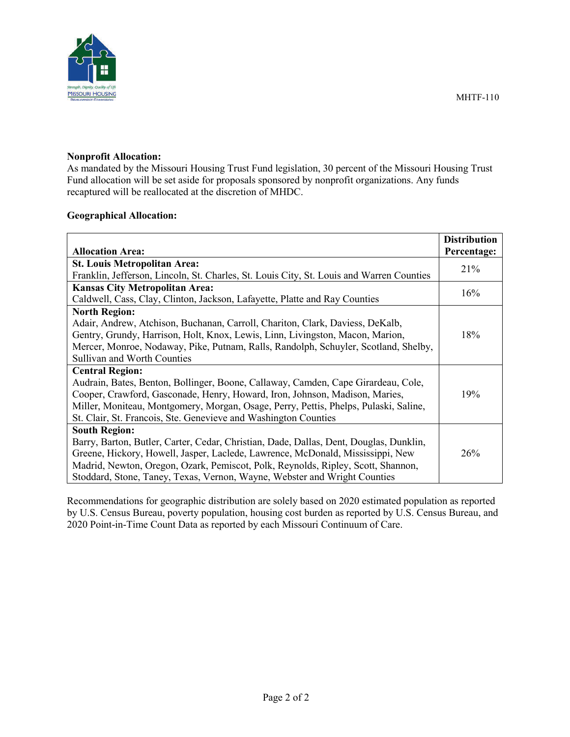**Nonprofit Allocation:**
As mandated by the Missouri Housing Trust Fund legislation, 30 percent of the Missouri Housing Trust Fund allocation will be set aside for proposals sponsored by nonprofit organizations. Any funds recaptured will be reallocated at the discretion of MHDC.

**Geographical Allocation:**

| **Allocation Area:** | **Distribution Percentage:** |
|---|---|
| **St. Louis Metropolitan Area:** Franklin, Jefferson, Lincoln, St. Charles, St. Louis City, St. Louis and Warren Counties | 21% |
| **Kansas City Metropolitan Area:** Caldwell, Cass, Clay, Clinton, Jackson, Lafayette, Platte and Ray Counties | 16% |
| **North Region:** Adair, Andrew, Atchison, Buchanan, Carroll, Chariton, Clark, Daviess, DeKalb, Gentry, Grundy, Harrison, Holt, Knox, Lewis, Linn, Livingston, Macon, Marion, Mercer, Monroe, Nodaway, Pike, Putnam, Ralls, Randolph, Schuyler, Scotland, Shelby, Sullivan and Worth Counties | 18% |
| **Central Region:** Audrain, Bates, Benton, Bollinger, Boone, Callaway, Camden, Cape Girardeau, Cole, Cooper, Crawford, Gasconade, Henry, Howard, Iron, Johnson, Madison, Maries, Miller, Moniteau, Montgomery, Morgan, Osage, Perry, Pettis, Phelps, Pulaski, Saline, St. Clair, St. Francois, Ste. Genevieve and Washington Counties | 19% |
| **South Region:** Barry, Barton, Butler, Carter, Cedar, Christian, Dade, Dallas, Dent, Douglas, Dunklin, Greene, Hickory, Howell, Jasper, Laclede, Lawrence, McDonald, Mississippi, New Madrid, Newton, Oregon, Ozark, Pemiscot, Polk, Reynolds, Ripley, Scott, Shannon, Stoddard, Stone, Taney, Texas, Vernon, Wayne, Webster and Wright Counties | 26% |

Recommendations for geographic distribution are solely based on 2020 estimated population as reported by U.S. Census Bureau, poverty population, housing cost burden as reported by U.S. Census Bureau, and 2020 Point-in-Time Count Data as reported by each Missouri Continuum of Care.